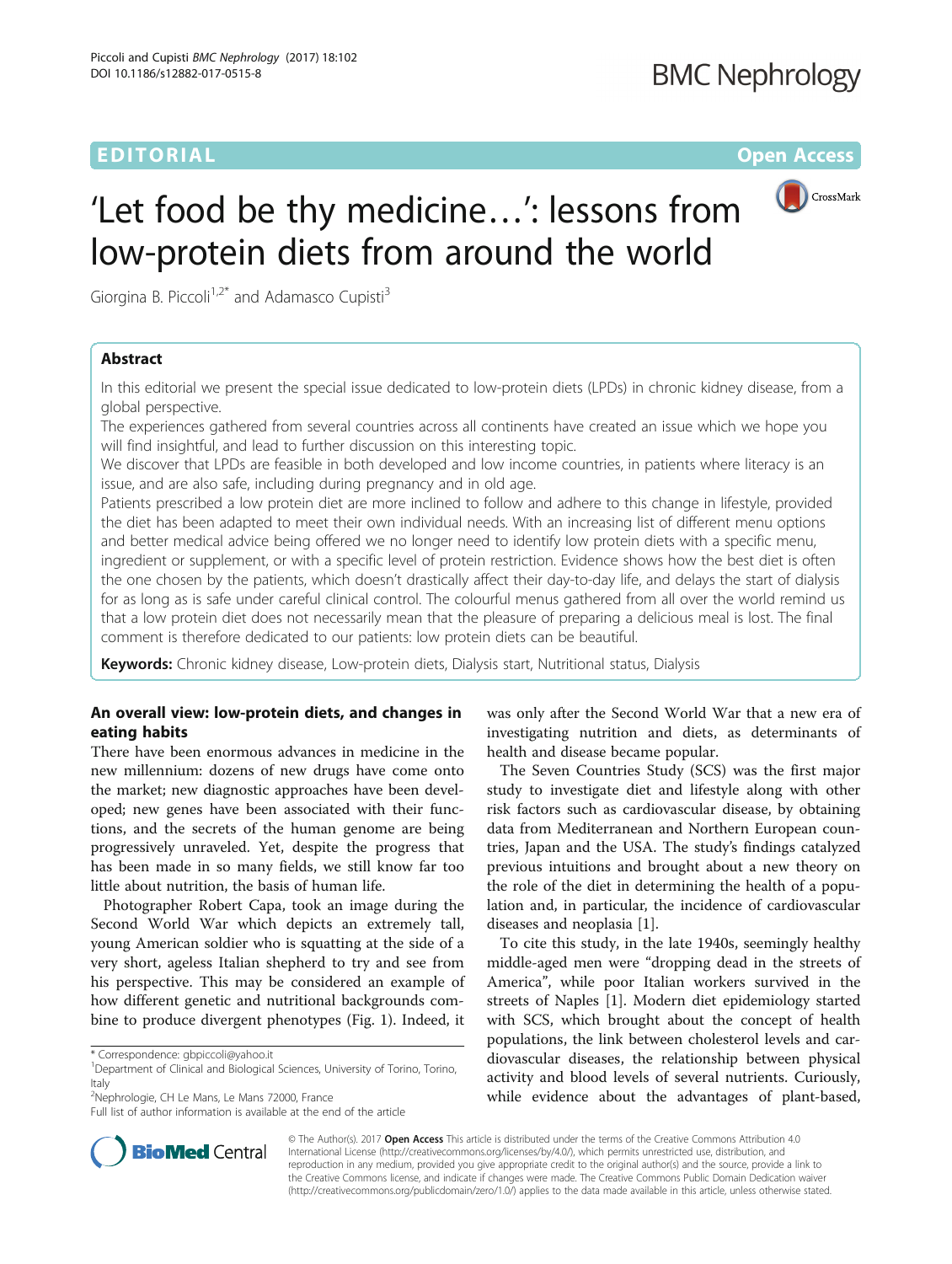EDITORIAL

Open Access

# 'Let food be thy medicine…': lessons from low-protein diets from around the world

Giorgina B. Piccoli[1,2*] and Adamasco Cupisti[3]

## Abstract

In this editorial we present the special issue dedicated to low-protein diets (LPDs) in chronic kidney disease, from a global perspective.

The experiences gathered from several countries across all continents have created an issue which we hope you will find insightful, and lead to further discussion on this interesting topic.

We discover that LPDs are feasible in both developed and low income countries, in patients where literacy is an issue, and are also safe, including during pregnancy and in old age.

Patients prescribed a low protein diet are more inclined to follow and adhere to this change in lifestyle, provided the diet has been adapted to meet their own individual needs. With an increasing list of different menu options and better medical advice being offered we no longer need to identify low protein diets with a specific menu, ingredient or supplement, or with a specific level of protein restriction. Evidence shows how the best diet is often the one chosen by the patients, which doesn't drastically affect their day-to-day life, and delays the start of dialysis for as long as is safe under careful clinical control. The colourful menus gathered from all over the world remind us that a low protein diet does not necessarily mean that the pleasure of preparing a delicious meal is lost. The final comment is therefore dedicated to our patients: low protein diets can be beautiful.

**Keywords:** Chronic kidney disease, Low-protein diets, Dialysis start, Nutritional status, Dialysis

## An overall view: low-protein diets, and changes in eating habits

There have been enormous advances in medicine in the new millennium: dozens of new drugs have come onto the market; new diagnostic approaches have been developed; new genes have been associated with their functions, and the secrets of the human genome are being progressively unraveled. Yet, despite the progress that has been made in so many fields, we still know far too little about nutrition, the basis of human life.

Photographer Robert Capa, took an image during the Second World War which depicts an extremely tall, young American soldier who is squatting at the side of a very short, ageless Italian shepherd to try and see from his perspective. This may be considered an example of how different genetic and nutritional backgrounds combine to produce divergent phenotypes (Fig. 1). Indeed, it was only after the Second World War that a new era of investigating nutrition and diets, as determinants of health and disease became popular.

The Seven Countries Study (SCS) was the first major study to investigate diet and lifestyle along with other risk factors such as cardiovascular disease, by obtaining data from Mediterranean and Northern European countries, Japan and the USA. The study's findings catalyzed previous intuitions and brought about a new theory on the role of the diet in determining the health of a population and, in particular, the incidence of cardiovascular diseases and neoplasia [1].

To cite this study, in the late 1940s, seemingly healthy middle-aged men were "dropping dead in the streets of America", while poor Italian workers survived in the streets of Naples [1]. Modern diet epidemiology started with SCS, which brought about the concept of health populations, the link between cholesterol levels and cardiovascular diseases, the relationship between physical activity and blood levels of several nutrients. Curiously, while evidence about the advantages of plant-based,

\* Correspondence: gbpiccoli@yahoo.it
[1]Department of Clinical and Biological Sciences, University of Torino, Torino, Italy
[2]Nephrologie, CH Le Mans, Le Mans 72000, France
Full list of author information is available at the end of the article

© The Author(s). 2017 **Open Access** This article is distributed under the terms of the Creative Commons Attribution 4.0 International License (http://creativecommons.org/licenses/by/4.0/), which permits unrestricted use, distribution, and reproduction in any medium, provided you give appropriate credit to the original author(s) and the source, provide a link to the Creative Commons license, and indicate if changes were made. The Creative Commons Public Domain Dedication waiver (http://creativecommons.org/publicdomain/zero/1.0/) applies to the data made available in this article, unless otherwise stated.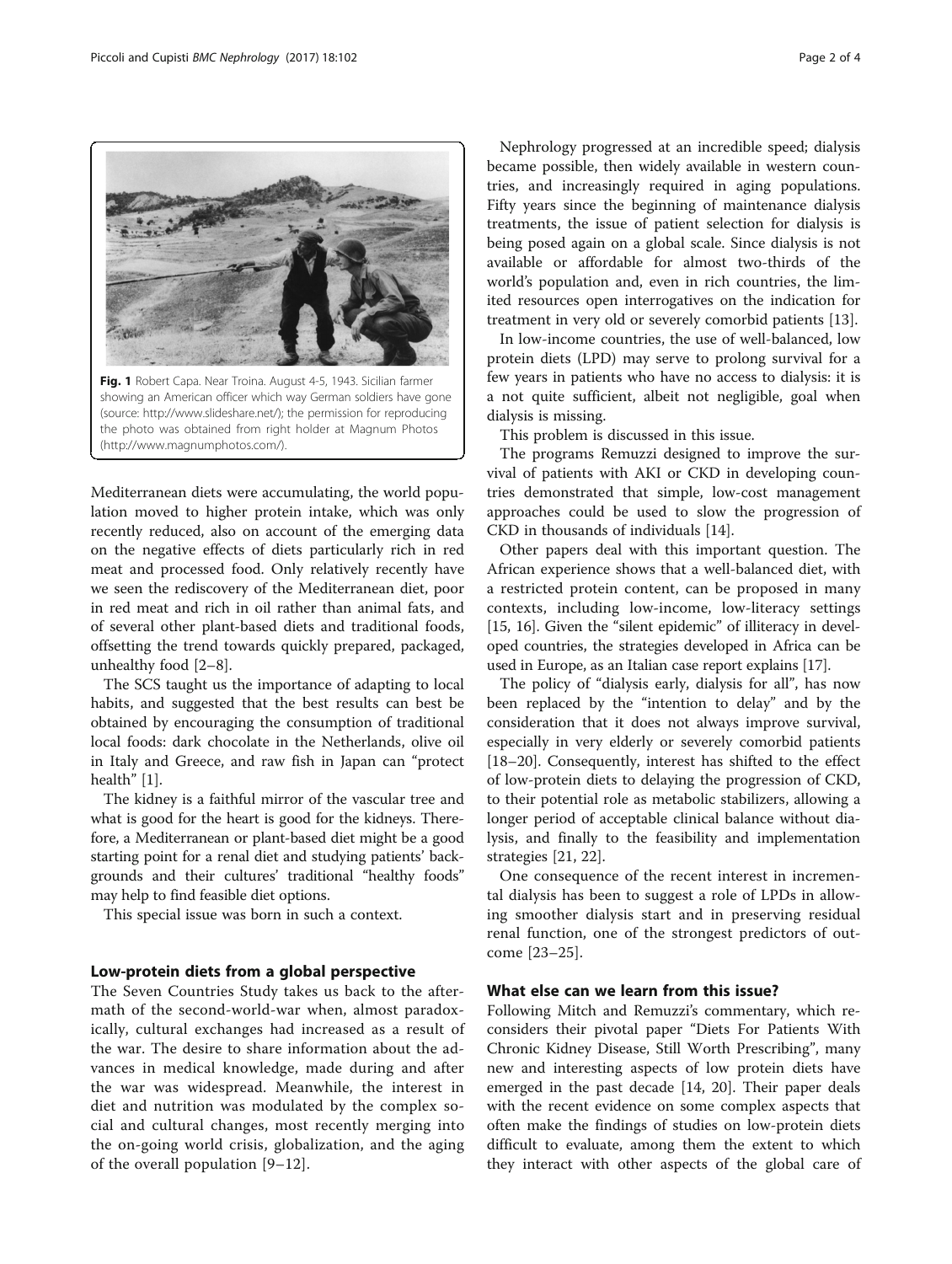Fig. 1 Robert Capa. Near Troina. August 4-5, 1943. Sicilian farmer showing an American officer which way German soldiers have gone (source: http://www.slideshare.net/); the permission for reproducing the photo was obtained from right holder at Magnum Photos (http://www.magnumphotos.com/).

Mediterranean diets were accumulating, the world population moved to higher protein intake, which was only recently reduced, also on account of the emerging data on the negative effects of diets particularly rich in red meat and processed food. Only relatively recently have we seen the rediscovery of the Mediterranean diet, poor in red meat and rich in oil rather than animal fats, and of several other plant-based diets and traditional foods, offsetting the trend towards quickly prepared, packaged, unhealthy food [2–8].

The SCS taught us the importance of adapting to local habits, and suggested that the best results can best be obtained by encouraging the consumption of traditional local foods: dark chocolate in the Netherlands, olive oil in Italy and Greece, and raw fish in Japan can "protect health" [1].

The kidney is a faithful mirror of the vascular tree and what is good for the heart is good for the kidneys. Therefore, a Mediterranean or plant-based diet might be a good starting point for a renal diet and studying patients' backgrounds and their cultures' traditional "healthy foods" may help to find feasible diet options.

This special issue was born in such a context.

## Low-protein diets from a global perspective

The Seven Countries Study takes us back to the aftermath of the second-world-war when, almost paradoxically, cultural exchanges had increased as a result of the war. The desire to share information about the advances in medical knowledge, made during and after the war was widespread. Meanwhile, the interest in diet and nutrition was modulated by the complex social and cultural changes, most recently merging into the on-going world crisis, globalization, and the aging of the overall population [9–12].

Nephrology progressed at an incredible speed; dialysis became possible, then widely available in western countries, and increasingly required in aging populations. Fifty years since the beginning of maintenance dialysis treatments, the issue of patient selection for dialysis is being posed again on a global scale. Since dialysis is not available or affordable for almost two-thirds of the world's population and, even in rich countries, the limited resources open interrogatives on the indication for treatment in very old or severely comorbid patients [13].

In low-income countries, the use of well-balanced, low protein diets (LPD) may serve to prolong survival for a few years in patients who have no access to dialysis: it is a not quite sufficient, albeit not negligible, goal when dialysis is missing.

This problem is discussed in this issue.

The programs Remuzzi designed to improve the survival of patients with AKI or CKD in developing countries demonstrated that simple, low-cost management approaches could be used to slow the progression of CKD in thousands of individuals [14].

Other papers deal with this important question. The African experience shows that a well-balanced diet, with a restricted protein content, can be proposed in many contexts, including low-income, low-literacy settings [15, 16]. Given the "silent epidemic" of illiteracy in developed countries, the strategies developed in Africa can be used in Europe, as an Italian case report explains [17].

The policy of "dialysis early, dialysis for all", has now been replaced by the "intention to delay" and by the consideration that it does not always improve survival, especially in very elderly or severely comorbid patients [18–20]. Consequently, interest has shifted to the effect of low-protein diets to delaying the progression of CKD, to their potential role as metabolic stabilizers, allowing a longer period of acceptable clinical balance without dialysis, and finally to the feasibility and implementation strategies [21, 22].

One consequence of the recent interest in incremental dialysis has been to suggest a role of LPDs in allowing smoother dialysis start and in preserving residual renal function, one of the strongest predictors of outcome [23–25].

## What else can we learn from this issue?

Following Mitch and Remuzzi's commentary, which reconsiders their pivotal paper "Diets For Patients With Chronic Kidney Disease, Still Worth Prescribing", many new and interesting aspects of low protein diets have emerged in the past decade [14, 20]. Their paper deals with the recent evidence on some complex aspects that often make the findings of studies on low-protein diets difficult to evaluate, among them the extent to which they interact with other aspects of the global care of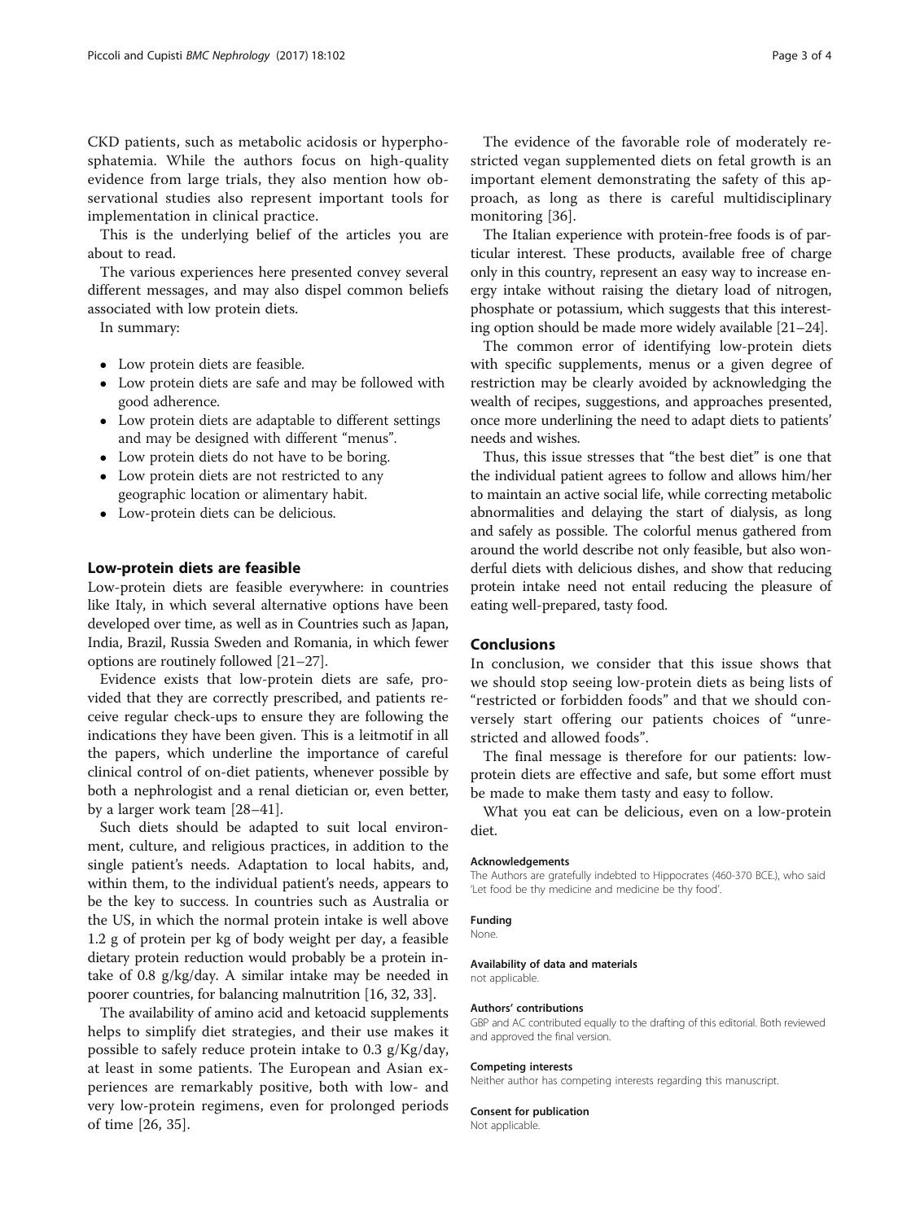CKD patients, such as metabolic acidosis or hyperphosphatemia. While the authors focus on high-quality evidence from large trials, they also mention how observational studies also represent important tools for implementation in clinical practice.

This is the underlying belief of the articles you are about to read.

The various experiences here presented convey several different messages, and may also dispel common beliefs associated with low protein diets.

In summary:

- Low protein diets are feasible.
- Low protein diets are safe and may be followed with good adherence.
- Low protein diets are adaptable to different settings and may be designed with different "menus".
- Low protein diets do not have to be boring.
- Low protein diets are not restricted to any geographic location or alimentary habit.
- Low-protein diets can be delicious.

## Low-protein diets are feasible

Low-protein diets are feasible everywhere: in countries like Italy, in which several alternative options have been developed over time, as well as in Countries such as Japan, India, Brazil, Russia Sweden and Romania, in which fewer options are routinely followed [21–27].

Evidence exists that low-protein diets are safe, provided that they are correctly prescribed, and patients receive regular check-ups to ensure they are following the indications they have been given. This is a leitmotif in all the papers, which underline the importance of careful clinical control of on-diet patients, whenever possible by both a nephrologist and a renal dietician or, even better, by a larger work team [28–41].

Such diets should be adapted to suit local environment, culture, and religious practices, in addition to the single patient's needs. Adaptation to local habits, and, within them, to the individual patient's needs, appears to be the key to success. In countries such as Australia or the US, in which the normal protein intake is well above 1.2 g of protein per kg of body weight per day, a feasible dietary protein reduction would probably be a protein intake of 0.8 g/kg/day. A similar intake may be needed in poorer countries, for balancing malnutrition [16, 32, 33].

The availability of amino acid and ketoacid supplements helps to simplify diet strategies, and their use makes it possible to safely reduce protein intake to 0.3 g/Kg/day, at least in some patients. The European and Asian experiences are remarkably positive, both with low- and very low-protein regimens, even for prolonged periods of time [26, 35].

The evidence of the favorable role of moderately restricted vegan supplemented diets on fetal growth is an important element demonstrating the safety of this approach, as long as there is careful multidisciplinary monitoring [36].

The Italian experience with protein-free foods is of particular interest. These products, available free of charge only in this country, represent an easy way to increase energy intake without raising the dietary load of nitrogen, phosphate or potassium, which suggests that this interesting option should be made more widely available [21–24].

The common error of identifying low-protein diets with specific supplements, menus or a given degree of restriction may be clearly avoided by acknowledging the wealth of recipes, suggestions, and approaches presented, once more underlining the need to adapt diets to patients' needs and wishes.

Thus, this issue stresses that "the best diet" is one that the individual patient agrees to follow and allows him/her to maintain an active social life, while correcting metabolic abnormalities and delaying the start of dialysis, as long and safely as possible. The colorful menus gathered from around the world describe not only feasible, but also wonderful diets with delicious dishes, and show that reducing protein intake need not entail reducing the pleasure of eating well-prepared, tasty food.

## Conclusions

In conclusion, we consider that this issue shows that we should stop seeing low-protein diets as being lists of "restricted or forbidden foods" and that we should conversely start offering our patients choices of "unrestricted and allowed foods".

The final message is therefore for our patients: low-protein diets are effective and safe, but some effort must be made to make them tasty and easy to follow.

What you eat can be delicious, even on a low-protein diet.

#### Acknowledgements

The Authors are gratefully indebted to Hippocrates (460-370 BCE.), who said 'Let food be thy medicine and medicine be thy food'.

#### Funding

None.

#### Availability of data and materials

not applicable.

#### Authors' contributions

GBP and AC contributed equally to the drafting of this editorial. Both reviewed and approved the final version.

#### Competing interests

Neither author has competing interests regarding this manuscript.

#### Consent for publication

Not applicable.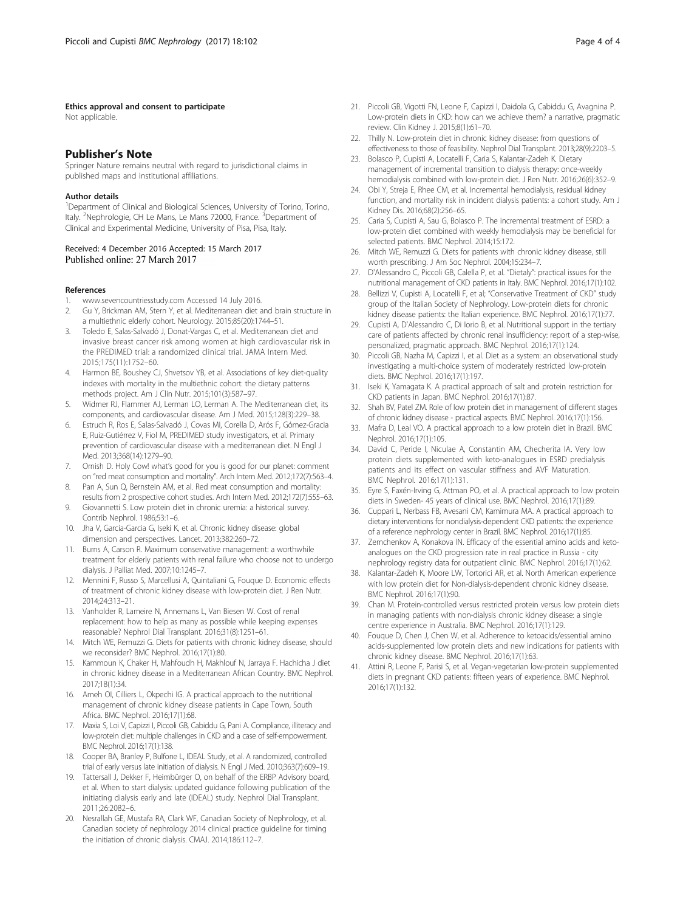#### Ethics approval and consent to participate

Not applicable.

## Publisher's Note

Springer Nature remains neutral with regard to jurisdictional claims in published maps and institutional affiliations.

#### Author details

[1]Department of Clinical and Biological Sciences, University of Torino, Torino, Italy. [2]Nephrologie, CH Le Mans, Le Mans 72000, France. [3]Department of Clinical and Experimental Medicine, University of Pisa, Pisa, Italy.

Received: 4 December 2016 Accepted: 15 March 2017
Published online: 27 March 2017

#### References

1. www.sevencountriesstudy.com Accessed 14 July 2016.
2. Gu Y, Brickman AM, Stern Y, et al. Mediterranean diet and brain structure in a multiethnic elderly cohort. Neurology. 2015;85(20):1744–51.
3. Toledo E, Salas-Salvadó J, Donat-Vargas C, et al. Mediterranean diet and invasive breast cancer risk among women at high cardiovascular risk in the PREDIMED trial: a randomized clinical trial. JAMA Intern Med. 2015;175(11):1752–60.
4. Harmon BE, Boushey CJ, Shvetsov YB, et al. Associations of key diet-quality indexes with mortality in the multiethnic cohort: the dietary patterns methods project. Am J Clin Nutr. 2015;101(3):587–97.
5. Widmer RJ, Flammer AJ, Lerman LO, Lerman A. The Mediterranean diet, its components, and cardiovascular disease. Am J Med. 2015;128(3):229–38.
6. Estruch R, Ros E, Salas-Salvadó J, Covas MI, Corella D, Arós F, Gómez-Gracia E, Ruiz-Gutiérrez V, Fiol M, PREDIMED study investigators, et al. Primary prevention of cardiovascular disease with a mediterranean diet. N Engl J Med. 2013;368(14):1279–90.
7. Ornish D. Holy Cow! what's good for you is good for our planet: comment on "red meat consumption and mortality". Arch Intern Med. 2012;172(7):563–4.
8. Pan A, Sun Q, Bernstein AM, et al. Red meat consumption and mortality: results from 2 prospective cohort studies. Arch Intern Med. 2012;172(7):555–63.
9. Giovannetti S. Low protein diet in chronic uremia: a historical survey. Contrib Nephrol. 1986;53:1–6.
10. Jha V, Garcia-Garcia G, Iseki K, et al. Chronic kidney disease: global dimension and perspectives. Lancet. 2013;382:260–72.
11. Burns A, Carson R. Maximum conservative management: a worthwhile treatment for elderly patients with renal failure who choose not to undergo dialysis. J Palliat Med. 2007;10:1245–7.
12. Mennini F, Russo S, Marcellusi A, Quintaliani G, Fouque D. Economic effects of treatment of chronic kidney disease with low-protein diet. J Ren Nutr. 2014;24:313–21.
13. Vanholder R, Lameire N, Annemans L, Van Biesen W. Cost of renal replacement: how to help as many as possible while keeping expenses reasonable? Nephrol Dial Transplant. 2016;31(8):1251–61.
14. Mitch WE, Remuzzi G. Diets for patients with chronic kidney disease, should we reconsider? BMC Nephrol. 2016;17(1):80.
15. Kammoun K, Chaker H, Mahfoudh H, Makhlouf N, Jarraya F. Hachicha J diet in chronic kidney disease in a Mediterranean African Country. BMC Nephrol. 2017;18(1):34.
16. Ameh OI, Cilliers L, Okpechi IG. A practical approach to the nutritional management of chronic kidney disease patients in Cape Town, South Africa. BMC Nephrol. 2016;17(1):68.
17. Maxia S, Loi V, Capizzi I, Piccoli GB, Cabiddu G, Pani A. Compliance, illiteracy and low-protein diet: multiple challenges in CKD and a case of self-empowerment. BMC Nephrol. 2016;17(1):138.
18. Cooper BA, Branley P, Bulfone L, IDEAL Study, et al. A randomized, controlled trial of early versus late initiation of dialysis. N Engl J Med. 2010;363(7):609–19.
19. Tattersall J, Dekker F, Heimbürger O, on behalf of the ERBP Advisory board, et al. When to start dialysis: updated guidance following publication of the initiating dialysis early and late (IDEAL) study. Nephrol Dial Transplant. 2011;26:2082–6.
20. Nesrallah GE, Mustafa RA, Clark WF, Canadian Society of Nephrology, et al. Canadian society of nephrology 2014 clinical practice guideline for timing the initiation of chronic dialysis. CMAJ. 2014;186:112–7.
21. Piccoli GB, Vigotti FN, Leone F, Capizzi I, Daidola G, Cabiddu G, Avagnina P. Low-protein diets in CKD: how can we achieve them? a narrative, pragmatic review. Clin Kidney J. 2015;8(1):61–70.
22. Thilly N. Low-protein diet in chronic kidney disease: from questions of effectiveness to those of feasibility. Nephrol Dial Transplant. 2013;28(9):2203–5.
23. Bolasco P, Cupisti A, Locatelli F, Caria S, Kalantar-Zadeh K. Dietary management of incremental transition to dialysis therapy: once-weekly hemodialysis combined with low-protein diet. J Ren Nutr. 2016;26(6):352–9.
24. Obi Y, Streja E, Rhee CM, et al. Incremental hemodialysis, residual kidney function, and mortality risk in incident dialysis patients: a cohort study. Am J Kidney Dis. 2016;68(2):256–65.
25. Caria S, Cupisti A, Sau G, Bolasco P. The incremental treatment of ESRD: a low-protein diet combined with weekly hemodialysis may be beneficial for selected patients. BMC Nephrol. 2014;15:172.
26. Mitch WE, Remuzzi G. Diets for patients with chronic kidney disease, still worth prescribing. J Am Soc Nephrol. 2004;15:234–7.
27. D'Alessandro C, Piccoli GB, Calella P, et al. "Dietaly": practical issues for the nutritional management of CKD patients in Italy. BMC Nephrol. 2016;17(1):102.
28. Bellizzi V, Cupisti A, Locatelli F, et al; "Conservative Treatment of CKD" study group of the Italian Society of Nephrology. Low-protein diets for chronic kidney disease patients: the Italian experience. BMC Nephrol. 2016;17(1):77.
29. Cupisti A, D'Alessandro C, Di Iorio B, et al. Nutritional support in the tertiary care of patients affected by chronic renal insufficiency: report of a step-wise, personalized, pragmatic approach. BMC Nephrol. 2016;17(1):124.
30. Piccoli GB, Nazha M, Capizzi I, et al. Diet as a system: an observational study investigating a multi-choice system of moderately restricted low-protein diets. BMC Nephrol. 2016;17(1):197.
31. Iseki K, Yamagata K. A practical approach of salt and protein restriction for CKD patients in Japan. BMC Nephrol. 2016;17(1):87.
32. Shah BV, Patel ZM. Role of low protein diet in management of different stages of chronic kidney disease - practical aspects. BMC Nephrol. 2016;17(1):156.
33. Mafra D, Leal VO. A practical approach to a low protein diet in Brazil. BMC Nephrol. 2016;17(1):105.
34. David C, Peride I, Niculae A, Constantin AM, Checherita IA. Very low protein diets supplemented with keto-analogues in ESRD predialysis patients and its effect on vascular stiffness and AVF Maturation. BMC Nephrol. 2016;17(1):131.
35. Eyre S, Faxén-Irving G, Attman PO, et al. A practical approach to low protein diets in Sweden- 45 years of clinical use. BMC Nephrol. 2016;17(1):89.
36. Cuppari L, Nerbass FB, Avesani CM, Kamimura MA. A practical approach to dietary interventions for nondialysis-dependent CKD patients: the experience of a reference nephrology center in Brazil. BMC Nephrol. 2016;17(1):85.
37. Zemchenkov A, Konakova IN. Efficacy of the essential amino acids and keto-analogues on the CKD progression rate in real practice in Russia - city nephrology registry data for outpatient clinic. BMC Nephrol. 2016;17(1):62.
38. Kalantar-Zadeh K, Moore LW, Tortorici AR, et al. North American experience with low protein diet for Non-dialysis-dependent chronic kidney disease. BMC Nephrol. 2016;17(1):90.
39. Chan M. Protein-controlled versus restricted protein versus low protein diets in managing patients with non-dialysis chronic kidney disease: a single centre experience in Australia. BMC Nephrol. 2016;17(1):129.
40. Fouque D, Chen J, Chen W, et al. Adherence to ketoacids/essential amino acids-supplemented low protein diets and new indications for patients with chronic kidney disease. BMC Nephrol. 2016;17(1):63.
41. Attini R, Leone F, Parisi S, et al. Vegan-vegetarian low-protein supplemented diets in pregnant CKD patients: fifteen years of experience. BMC Nephrol. 2016;17(1):132.